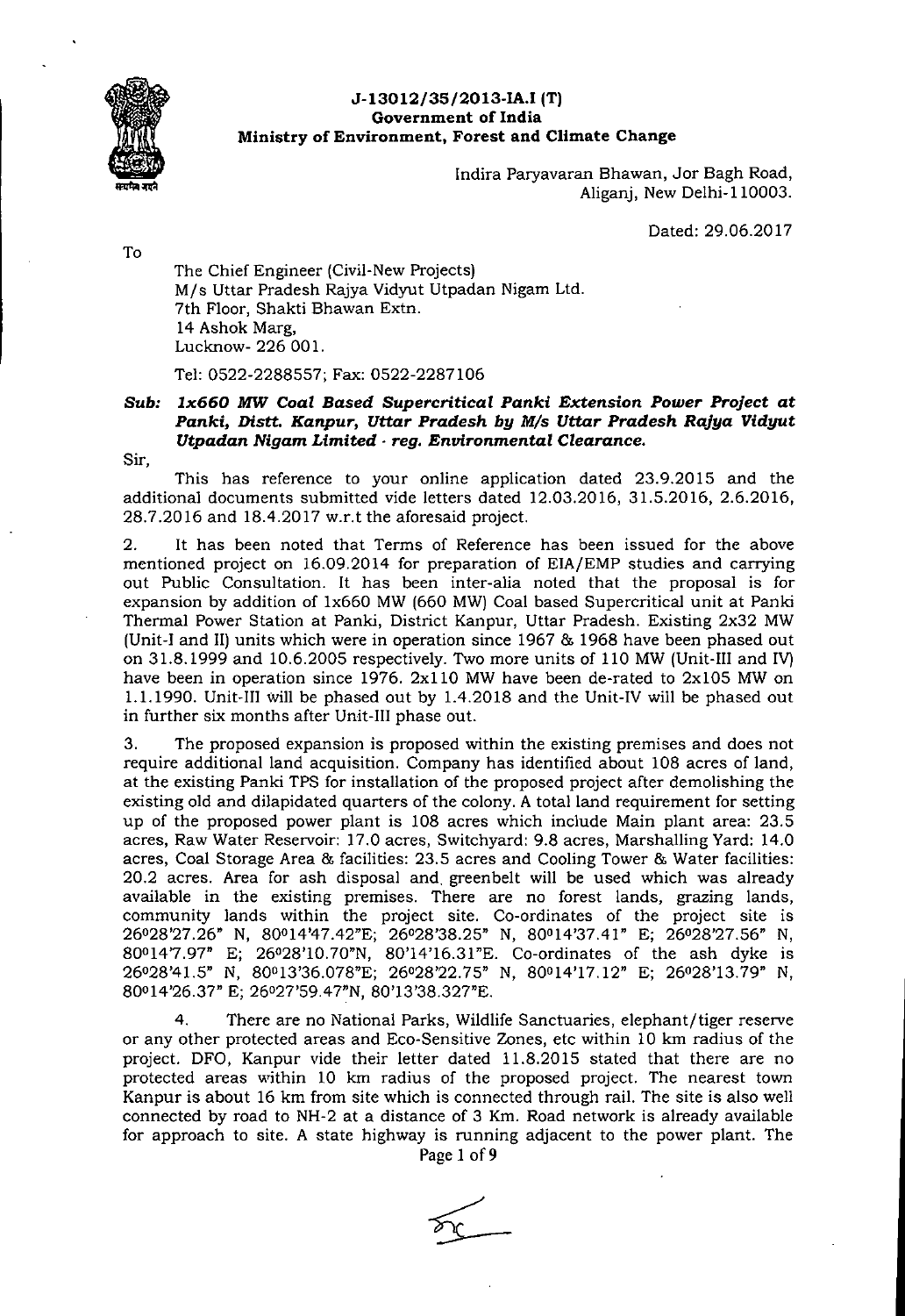**J-13012/35/2013-IA.I (T)**
**Government of India**
**Ministry of Environment, Forest and Climate Change**

Indira Paryavaran Bhawan, Jor Bagh Road,
Aliganj, New Delhi-110003.

Dated: 29.06.2017

To

The Chief Engineer (Civil-New Projects)
M/s Uttar Pradesh Rajya Vidyut Utpadan Nigam Ltd.
7th Floor, Shakti Bhawan Extn.
14 Ashok Marg,
Lucknow- 226 001.

Tel: 0522-2288557; Fax: 0522-2287106

***Sub: 1x660 MW Coal Based Supercritical Panki Extension Power Project at Panki, Distt. Kanpur, Uttar Pradesh by M/s Uttar Pradesh Rajya Vidyut Utpadan Nigam Limited - reg. Environmental Clearance.***

Sir,

This has reference to your online application dated 23.9.2015 and the additional documents submitted vide letters dated 12.03.2016, 31.5.2016, 2.6.2016, 28.7.2016 and 18.4.2017 w.r.t the aforesaid project.

2. It has been noted that Terms of Reference has been issued for the above mentioned project on 16.09.2014 for preparation of EIA/EMP studies and carrying out Public Consultation. It has been inter-alia noted that the proposal is for expansion by addition of 1x660 MW (660 MW) Coal based Supercritical unit at Panki Thermal Power Station at Panki, District Kanpur, Uttar Pradesh. Existing 2x32 MW (Unit-I and II) units which were in operation since 1967 & 1968 have been phased out on 31.8.1999 and 10.6.2005 respectively. Two more units of 110 MW (Unit-III and IV) have been in operation since 1976. 2x110 MW have been de-rated to 2x105 MW on 1.1.1990. Unit-III will be phased out by 1.4.2018 and the Unit-IV will be phased out in further six months after Unit-III phase out.

3. The proposed expansion is proposed within the existing premises and does not require additional land acquisition. Company has identified about 108 acres of land, at the existing Panki TPS for installation of the proposed project after demolishing the existing old and dilapidated quarters of the colony. A total land requirement for setting up of the proposed power plant is 108 acres which include Main plant area: 23.5 acres, Raw Water Reservoir: 17.0 acres, Switchyard: 9.8 acres, Marshalling Yard: 14.0 acres, Coal Storage Area & facilities: 23.5 acres and Cooling Tower & Water facilities: 20.2 acres. Area for ash disposal and greenbelt will be used which was already available in the existing premises. There are no forest lands, grazing lands, community lands within the project site. Co-ordinates of the project site is 26°28'27.26" N, 80°14'47.42"E; 26°28'38.25" N, 80°14'37.41" E; 26°28'27.56" N, 80°14'7.97" E; 26°28'10.70"N, 80'14'16.31"E. Co-ordinates of the ash dyke is 26°28'41.5" N, 80°13'36.078"E; 26°28'22.75" N, 80°14'17.12" E; 26°28'13.79" N, 80°14'26.37" E; 26°27'59.47"N, 80'13'38.327"E.

4. There are no National Parks, Wildlife Sanctuaries, elephant/tiger reserve or any other protected areas and Eco-Sensitive Zones, etc within 10 km radius of the project. DFO, Kanpur vide their letter dated 11.8.2015 stated that there are no protected areas within 10 km radius of the proposed project. The nearest town Kanpur is about 16 km from site which is connected through rail. The site is also well connected by road to NH-2 at a distance of 3 Km. Road network is already available for approach to site. A state highway is running adjacent to the power plant. The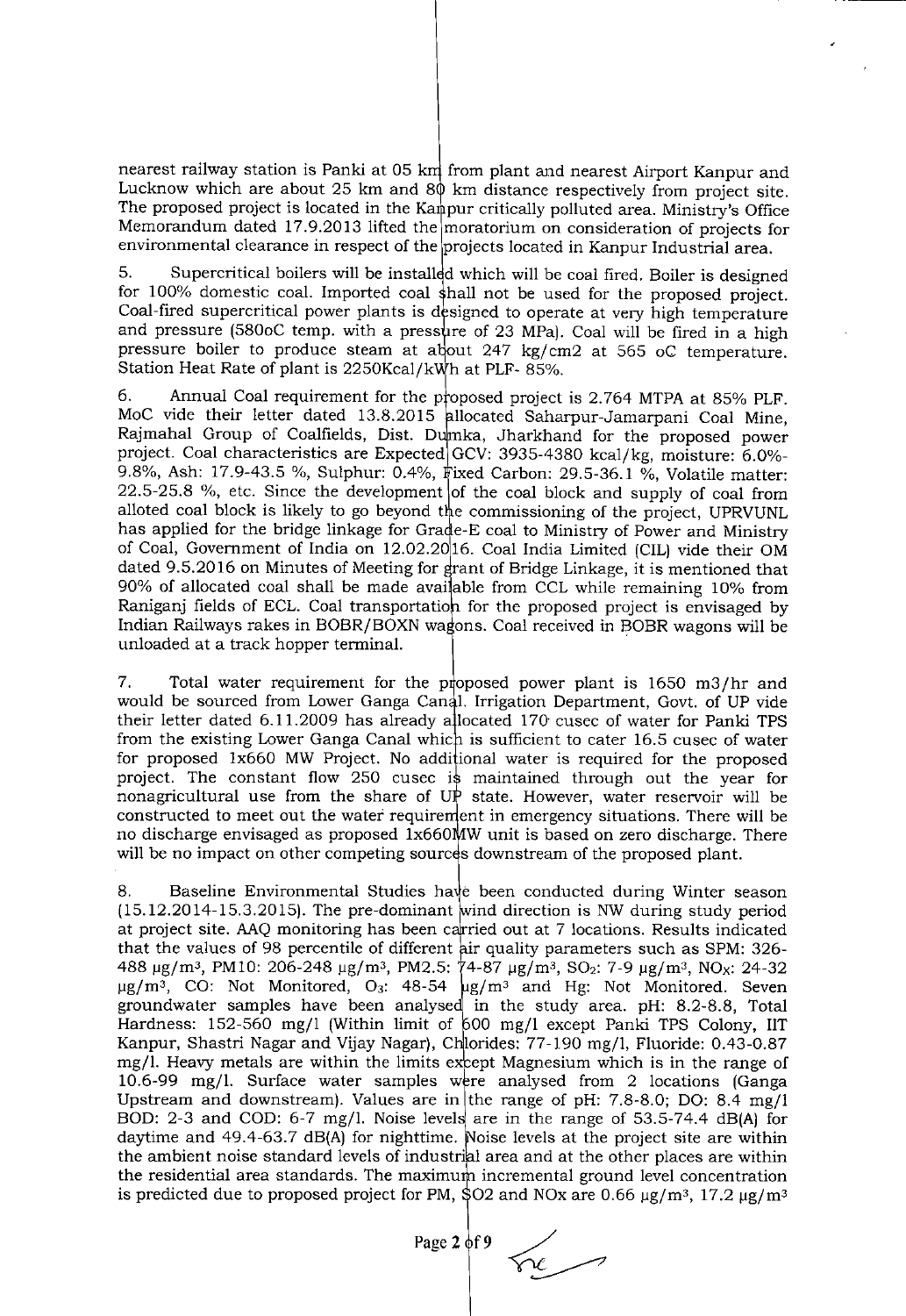nearest railway station is Panki at 05 km from plant and nearest Airport Kanpur and Lucknow which are about 25 km and 80 km distance respectively from project site. The proposed project is located in the Kanpur critically polluted area. Ministry's Office Memorandum dated 17.9.2013 lifted the moratorium on consideration of projects for environmental clearance in respect of the projects located in Kanpur Industrial area.

5. Supercritical boilers will be installed which will be coal fired. Boiler is designed for 100% domestic coal. Imported coal shall not be used for the proposed project. Coal-fired supercritical power plants is designed to operate at very high temperature and pressure (580oC temp. with a pressure of 23 MPa). Coal will be fired in a high pressure boiler to produce steam at about 247 kg/cm2 at 565 oC temperature. Station Heat Rate of plant is 2250Kcal/kWh at PLF- 85%.

6. Annual Coal requirement for the proposed project is 2.764 MTPA at 85% PLF. MoC vide their letter dated 13.8.2015 allocated Saharpur-Jamarpani Coal Mine, Rajmahal Group of Coalfields, Dist. Dumka, Jharkhand for the proposed power project. Coal characteristics are Expected GCV: 3935-4380 kcal/kg, moisture: 6.0%-9.8%, Ash: 17.9-43.5 %, Sulphur: 0.4%, Fixed Carbon: 29.5-36.1 %, Volatile matter: 22.5-25.8 %, etc. Since the development of the coal block and supply of coal from alloted coal block is likely to go beyond the commissioning of the project, UPRVUNL has applied for the bridge linkage for Grade-E coal to Ministry of Power and Ministry of Coal, Government of India on 12.02.2016. Coal India Limited (CIL) vide their OM dated 9.5.2016 on Minutes of Meeting for grant of Bridge Linkage, it is mentioned that 90% of allocated coal shall be made available from CCL while remaining 10% from Raniganj fields of ECL. Coal transportation for the proposed project is envisaged by Indian Railways rakes in BOBR/BOXN wagons. Coal received in BOBR wagons will be unloaded at a track hopper terminal.

7. Total water requirement for the proposed power plant is 1650 m3/hr and would be sourced from Lower Ganga Canal. Irrigation Department, Govt. of UP vide their letter dated 6.11.2009 has already allocated 170 cusec of water for Panki TPS from the existing Lower Ganga Canal which is sufficient to cater 16.5 cusec of water for proposed 1x660 MW Project. No additional water is required for the proposed project. The constant flow 250 cusec is maintained through out the year for nonagricultural use from the share of UP state. However, water reservoir will be constructed to meet out the water requirement in emergency situations. There will be no discharge envisaged as proposed 1x660MW unit is based on zero discharge. There will be no impact on other competing sources downstream of the proposed plant.

8. Baseline Environmental Studies have been conducted during Winter season (15.12.2014-15.3.2015). The pre-dominant wind direction is NW during study period at project site. AAQ monitoring has been carried out at 7 locations. Results indicated that the values of 98 percentile of different air quality parameters such as SPM: 326-488 μg/m³, PM10: 206-248 μg/m³, PM2.5: 74-87 μg/m³, $SO_2$: 7-9 μg/m³, $NO_X$: 24-32 μg/m³, CO: Not Monitored, $O_3$: 48-54 μg/m³ and Hg: Not Monitored. Seven groundwater samples have been analysed in the study area. pH: 8.2-8.8, Total Hardness: 152-560 mg/l (Within limit of 600 mg/l except Panki TPS Colony, IIT Kanpur, Shastri Nagar and Vijay Nagar), Chlorides: 77-190 mg/l, Fluoride: 0.43-0.87 mg/l. Heavy metals are within the limits except Magnesium which is in the range of 10.6-99 mg/l. Surface water samples were analysed from 2 locations (Ganga Upstream and downstream). Values are in the range of pH: 7.8-8.0; DO: 8.4 mg/l BOD: 2-3 and COD: 6-7 mg/l. Noise levels are in the range of 53.5-74.4 dB(A) for daytime and 49.4-63.7 dB(A) for nighttime. Noise levels at the project site are within the ambient noise standard levels of industrial area and at the other places are within the residential area standards. The maximum incremental ground level concentration is predicted due to proposed project for PM, SO2 and NOx are 0.66 μg/m³, 17.2 μg/m³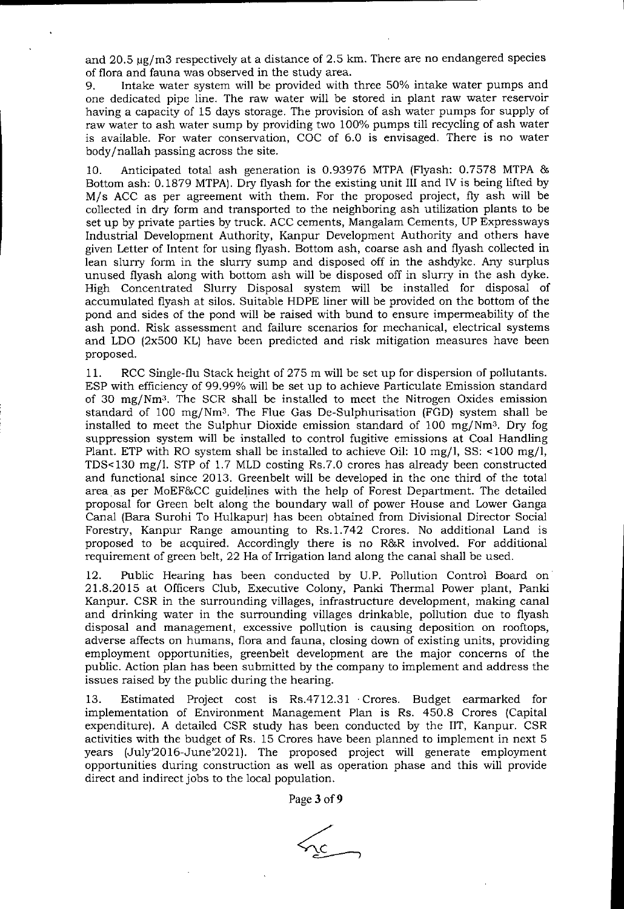and 20.5 μg/m3 respectively at a distance of 2.5 km. There are no endangered species of flora and fauna was observed in the study area.

9. Intake water system will be provided with three 50% intake water pumps and one dedicated pipe line. The raw water will be stored in plant raw water reservoir having a capacity of 15 days storage. The provision of ash water pumps for supply of raw water to ash water sump by providing two 100% pumps till recycling of ash water is available. For water conservation, COC of 6.0 is envisaged. There is no water body/nallah passing across the site.

10. Anticipated total ash generation is 0.93976 MTPA (Flyash: 0.7578 MTPA & Bottom ash: 0.1879 MTPA). Dry flyash for the existing unit III and IV is being lifted by M/s ACC as per agreement with them. For the proposed project, fly ash will be collected in dry form and transported to the neighboring ash utilization plants to be set up by private parties by truck. ACC cements, Mangalam Cements, UP Expressways Industrial Development Authority, Kanpur Development Authority and others have given Letter of Intent for using flyash. Bottom ash, coarse ash and flyash collected in lean slurry form in the slurry sump and disposed off in the ashdyke. Any surplus unused flyash along with bottom ash will be disposed off in slurry in the ash dyke. High Concentrated Slurry Disposal system will be installed for disposal of accumulated flyash at silos. Suitable HDPE liner will be provided on the bottom of the pond and sides of the pond will be raised with bund to ensure impermeability of the ash pond. Risk assessment and failure scenarios for mechanical, electrical systems and LDO (2x500 KL) have been predicted and risk mitigation measures have been proposed.

11. RCC Single-flu Stack height of 275 m will be set up for dispersion of pollutants. ESP with efficiency of 99.99% will be set up to achieve Particulate Emission standard of 30 mg/Nm$^3$. The SCR shall be installed to meet the Nitrogen Oxides emission standard of 100 mg/Nm$^3$. The Flue Gas De-Sulphurisation (FGD) system shall be installed to meet the Sulphur Dioxide emission standard of 100 mg/Nm$^3$. Dry fog suppression system will be installed to control fugitive emissions at Coal Handling Plant. ETP with RO system shall be installed to achieve Oil: 10 mg/l, SS: <100 mg/l, TDS<130 mg/l. STP of 1.7 MLD costing Rs.7.0 crores has already been constructed and functional since 2013. Greenbelt will be developed in the one third of the total area as per MoEF&CC guidelines with the help of Forest Department. The detailed proposal for Green belt along the boundary wall of power House and Lower Ganga Canal (Bara Surohi To Hulkapur) has been obtained from Divisional Director Social Forestry, Kanpur Range amounting to Rs.1.742 Crores. No additional Land is proposed to be acquired. Accordingly there is no R&R involved. For additional requirement of green belt, 22 Ha of Irrigation land along the canal shall be used.

12. Public Hearing has been conducted by U.P. Pollution Control Board on 21.8.2015 at Officers Club, Executive Colony, Panki Thermal Power plant, Panki Kanpur. CSR in the surrounding villages, infrastructure development, making canal and drinking water in the surrounding villages drinkable, pollution due to flyash disposal and management, excessive pollution is causing deposition on rooftops, adverse affects on humans, flora and fauna, closing down of existing units, providing employment opportunities, greenbelt development are the major concerns of the public. Action plan has been submitted by the company to implement and address the issues raised by the public during the hearing.

13. Estimated Project cost is Rs.4712.31 Crores. Budget earmarked for implementation of Environment Management Plan is Rs. 450.8 Crores (Capital expenditure). A detailed CSR study has been conducted by the IIT, Kanpur. CSR activities with the budget of Rs. 15 Crores have been planned to implement in next 5 years (July'2016-June'2021). The proposed project will generate employment opportunities during construction as well as operation phase and this will provide direct and indirect jobs to the local population.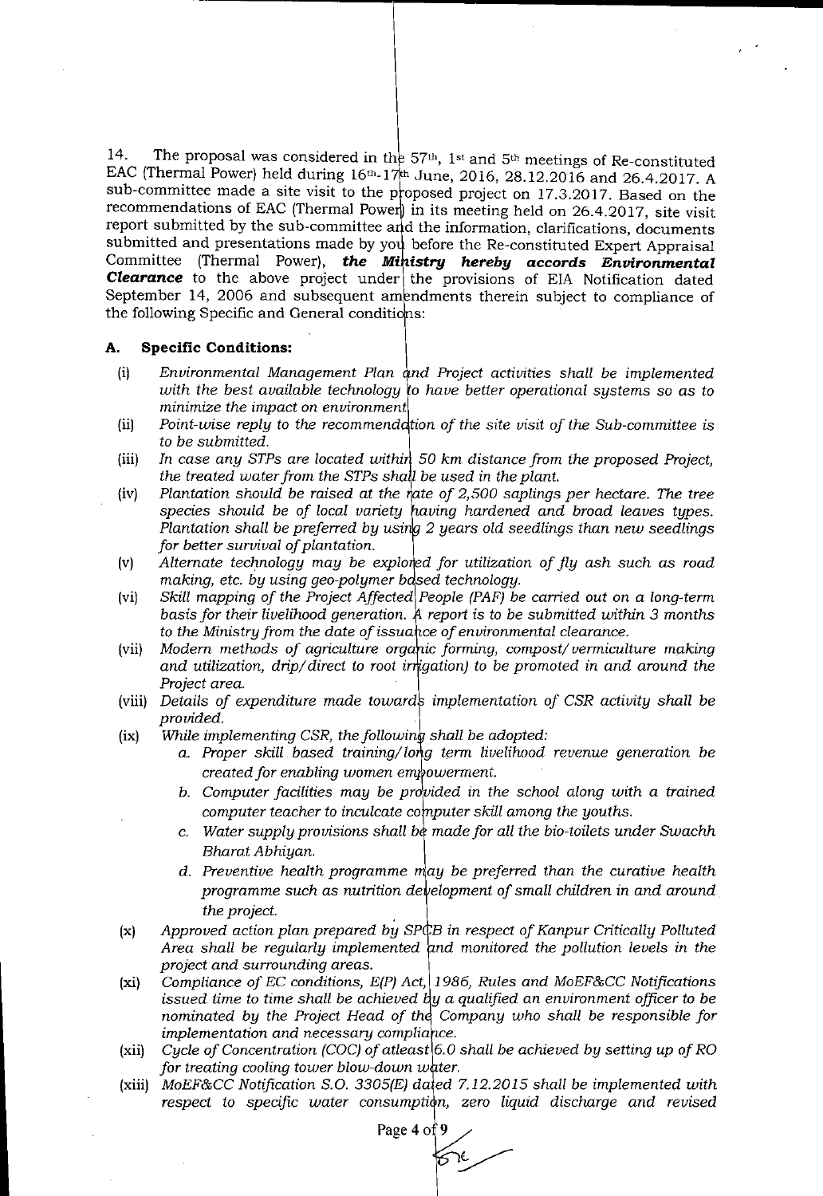14. The proposal was considered in the 57th, 1st and 5th meetings of Re-constituted EAC (Thermal Power) held during 16th-17th June, 2016, 28.12.2016 and 26.4.2017. A sub-committee made a site visit to the proposed project on 17.3.2017. Based on the recommendations of EAC (Thermal Power) in its meeting held on 26.4.2017, site visit report submitted by the sub-committee and the information, clarifications, documents submitted and presentations made by you before the Re-constituted Expert Appraisal Committee (Thermal Power), ***the Ministry hereby accords Environmental Clearance*** to the above project under the provisions of EIA Notification dated September 14, 2006 and subsequent amendments therein subject to compliance of the following Specific and General conditions:

### A. Specific Conditions:

(i) *Environmental Management Plan and Project activities shall be implemented with the best available technology to have better operational systems so as to minimize the impact on environment.*

(ii) *Point-wise reply to the recommendation of the site visit of the Sub-committee is to be submitted.*

(iii) *In case any STPs are located within 50 km distance from the proposed Project, the treated water from the STPs shall be used in the plant.*

(iv) *Plantation should be raised at the rate of 2,500 saplings per hectare. The tree species should be of local variety having hardened and broad leaves types. Plantation shall be preferred by using 2 years old seedlings than new seedlings for better survival of plantation.*

(v) *Alternate technology may be explored for utilization of fly ash such as road making, etc. by using geo-polymer based technology.*

(vi) *Skill mapping of the Project Affected People (PAF) be carried out on a long-term basis for their livelihood generation. A report is to be submitted within 3 months to the Ministry from the date of issuance of environmental clearance.*

(vii) *Modern methods of agriculture organic forming, compost/ vermiculture making and utilization, drip/ direct to root irrigation) to be promoted in and around the Project area.*

(viii) *Details of expenditure made towards implementation of CSR activity shall be provided.*

(ix) *While implementing CSR, the following shall be adopted:*

  a. *Proper skill based training/long term livelihood revenue generation be created for enabling women empowerment.*
  b. *Computer facilities may be provided in the school along with a trained computer teacher to inculcate computer skill among the youths.*
  c. *Water supply provisions shall be made for all the bio-toilets under Swachh Bharat Abhiyan.*
  d. *Preventive health programme may be preferred than the curative health programme such as nutrition development of small children in and around the project.*

(x) *Approved action plan prepared by SPCB in respect of Kanpur Critically Polluted Area shall be regularly implemented and monitored the pollution levels in the project and surrounding areas.*

(xi) *Compliance of EC conditions, E(P) Act, 1986, Rules and MoEF&CC Notifications issued time to time shall be achieved by a qualified an environment officer to be nominated by the Project Head of the Company who shall be responsible for implementation and necessary compliance.*

(xii) *Cycle of Concentration (COC) of atleast 6.0 shall be achieved by setting up of RO for treating cooling tower blow-down water.*

(xiii) *MoEF&CC Notification S.O. 3305(E) dated 7.12.2015 shall be implemented with respect to specific water consumption, zero liquid discharge and revised*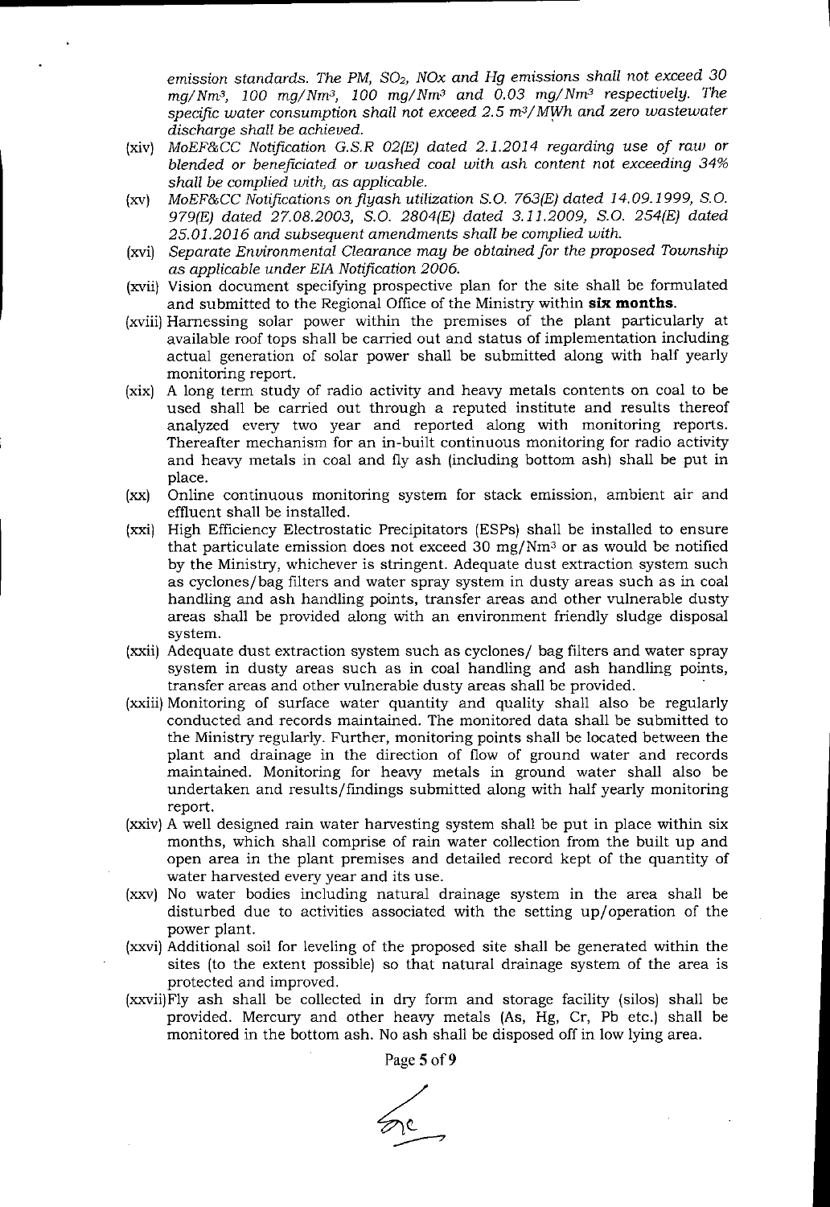*emission standards. The PM, $SO_2$, NOx and Hg emissions shall not exceed 30 mg/Nm$^3$, 100 mg/Nm$^3$, 100 mg/Nm$^3$ and 0.03 mg/Nm$^3$ respectively. The specific water consumption shall not exceed 2.5 m$^3$/MWh and zero wastewater discharge shall be achieved.*

(xiv) *MoEF&CC Notification G.S.R 02(E) dated 2.1.2014 regarding use of raw or blended or beneficiated or washed coal with ash content not exceeding 34% shall be complied with, as applicable.*

(xv) *MoEF&CC Notifications on flyash utilization S.O. 763(E) dated 14.09.1999, S.O. 979(E) dated 27.08.2003, S.O. 2804(E) dated 3.11.2009, S.O. 254(E) dated 25.01.2016 and subsequent amendments shall be complied with.*

(xvi) *Separate Environmental Clearance may be obtained for the proposed Township as applicable under EIA Notification 2006.*

(xvii) Vision document specifying prospective plan for the site shall be formulated and submitted to the Regional Office of the Ministry within **six months**.

(xviii) Harnessing solar power within the premises of the plant particularly at available roof tops shall be carried out and status of implementation including actual generation of solar power shall be submitted along with half yearly monitoring report.

(xix) A long term study of radio activity and heavy metals contents on coal to be used shall be carried out through a reputed institute and results thereof analyzed every two year and reported along with monitoring reports. Thereafter mechanism for an in-built continuous monitoring for radio activity and heavy metals in coal and fly ash (including bottom ash) shall be put in place.

(xx) Online continuous monitoring system for stack emission, ambient air and effluent shall be installed.

(xxi) High Efficiency Electrostatic Precipitators (ESPs) shall be installed to ensure that particulate emission does not exceed 30 mg/Nm$^3$ or as would be notified by the Ministry, whichever is stringent. Adequate dust extraction system such as cyclones/bag filters and water spray system in dusty areas such as in coal handling and ash handling points, transfer areas and other vulnerable dusty areas shall be provided along with an environment friendly sludge disposal system.

(xxii) Adequate dust extraction system such as cyclones/ bag filters and water spray system in dusty areas such as in coal handling and ash handling points, transfer areas and other vulnerable dusty areas shall be provided.

(xxiii) Monitoring of surface water quantity and quality shall also be regularly conducted and records maintained. The monitored data shall be submitted to the Ministry regularly. Further, monitoring points shall be located between the plant and drainage in the direction of flow of ground water and records maintained. Monitoring for heavy metals in ground water shall also be undertaken and results/findings submitted along with half yearly monitoring report.

(xxiv) A well designed rain water harvesting system shall be put in place within six months, which shall comprise of rain water collection from the built up and open area in the plant premises and detailed record kept of the quantity of water harvested every year and its use.

(xxv) No water bodies including natural drainage system in the area shall be disturbed due to activities associated with the setting up/operation of the power plant.

(xxvi) Additional soil for leveling of the proposed site shall be generated within the sites (to the extent possible) so that natural drainage system of the area is protected and improved.

(xxvii) Fly ash shall be collected in dry form and storage facility (silos) shall be provided. Mercury and other heavy metals (As, Hg, Cr, Pb etc.) shall be monitored in the bottom ash. No ash shall be disposed off in low lying area.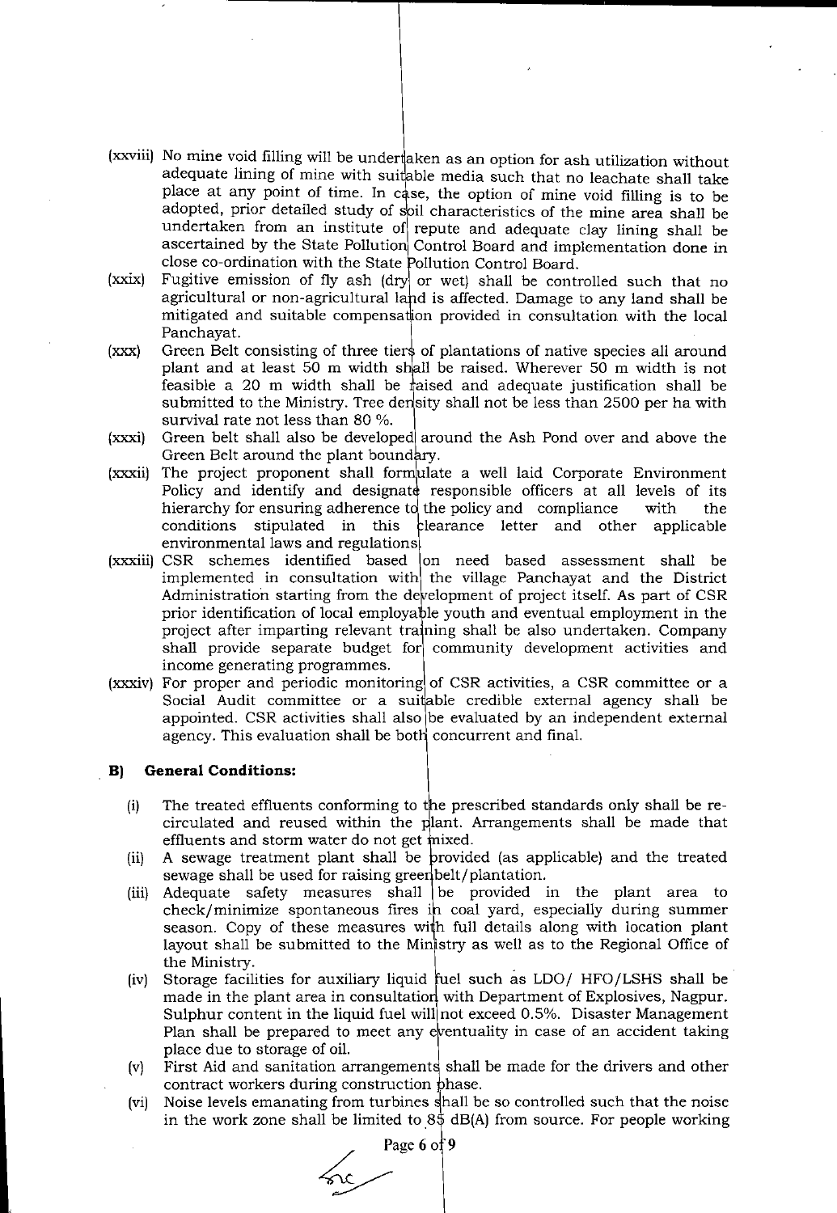(xxviii) No mine void filling will be undertaken as an option for ash utilization without adequate lining of mine with suitable media such that no leachate shall take place at any point of time. In case, the option of mine void filling is to be adopted, prior detailed study of soil characteristics of the mine area shall be undertaken from an institute of repute and adequate clay lining shall be ascertained by the State Pollution Control Board and implementation done in close co-ordination with the State Pollution Control Board.

(xxix) Fugitive emission of fly ash (dry or wet) shall be controlled such that no agricultural or non-agricultural land is affected. Damage to any land shall be mitigated and suitable compensation provided in consultation with the local Panchayat.

(xxx) Green Belt consisting of three tiers of plantations of native species all around plant and at least 50 m width shall be raised. Wherever 50 m width is not feasible a 20 m width shall be raised and adequate justification shall be submitted to the Ministry. Tree density shall not be less than 2500 per ha with survival rate not less than 80 %.

(xxxi) Green belt shall also be developed around the Ash Pond over and above the Green Belt around the plant boundary.

(xxxii) The project proponent shall formulate a well laid Corporate Environment Policy and identify and designate responsible officers at all levels of its hierarchy for ensuring adherence to the policy and compliance with the conditions stipulated in this clearance letter and other applicable environmental laws and regulations.

(xxxiii) CSR schemes identified based on need based assessment shall be implemented in consultation with the village Panchayat and the District Administration starting from the development of project itself. As part of CSR prior identification of local employable youth and eventual employment in the project after imparting relevant training shall be also undertaken. Company shall provide separate budget for community development activities and income generating programmes.

(xxxiv) For proper and periodic monitoring of CSR activities, a CSR committee or a Social Audit committee or a suitable credible external agency shall be appointed. CSR activities shall also be evaluated by an independent external agency. This evaluation shall be both concurrent and final.

**B) General Conditions:**

(i) The treated effluents conforming to the prescribed standards only shall be re-circulated and reused within the plant. Arrangements shall be made that effluents and storm water do not get mixed.

(ii) A sewage treatment plant shall be provided (as applicable) and the treated sewage shall be used for raising greenbelt/plantation.

(iii) Adequate safety measures shall be provided in the plant area to check/minimize spontaneous fires in coal yard, especially during summer season. Copy of these measures with full details along with location plant layout shall be submitted to the Ministry as well as to the Regional Office of the Ministry.

(iv) Storage facilities for auxiliary liquid fuel such as LDO/ HFO/LSHS shall be made in the plant area in consultation with Department of Explosives, Nagpur. Sulphur content in the liquid fuel will not exceed 0.5%. Disaster Management Plan shall be prepared to meet any eventuality in case of an accident taking place due to storage of oil.

(v) First Aid and sanitation arrangements shall be made for the drivers and other contract workers during construction phase.

(vi) Noise levels emanating from turbines shall be so controlled such that the noise in the work zone shall be limited to 85 dB(A) from source. For people working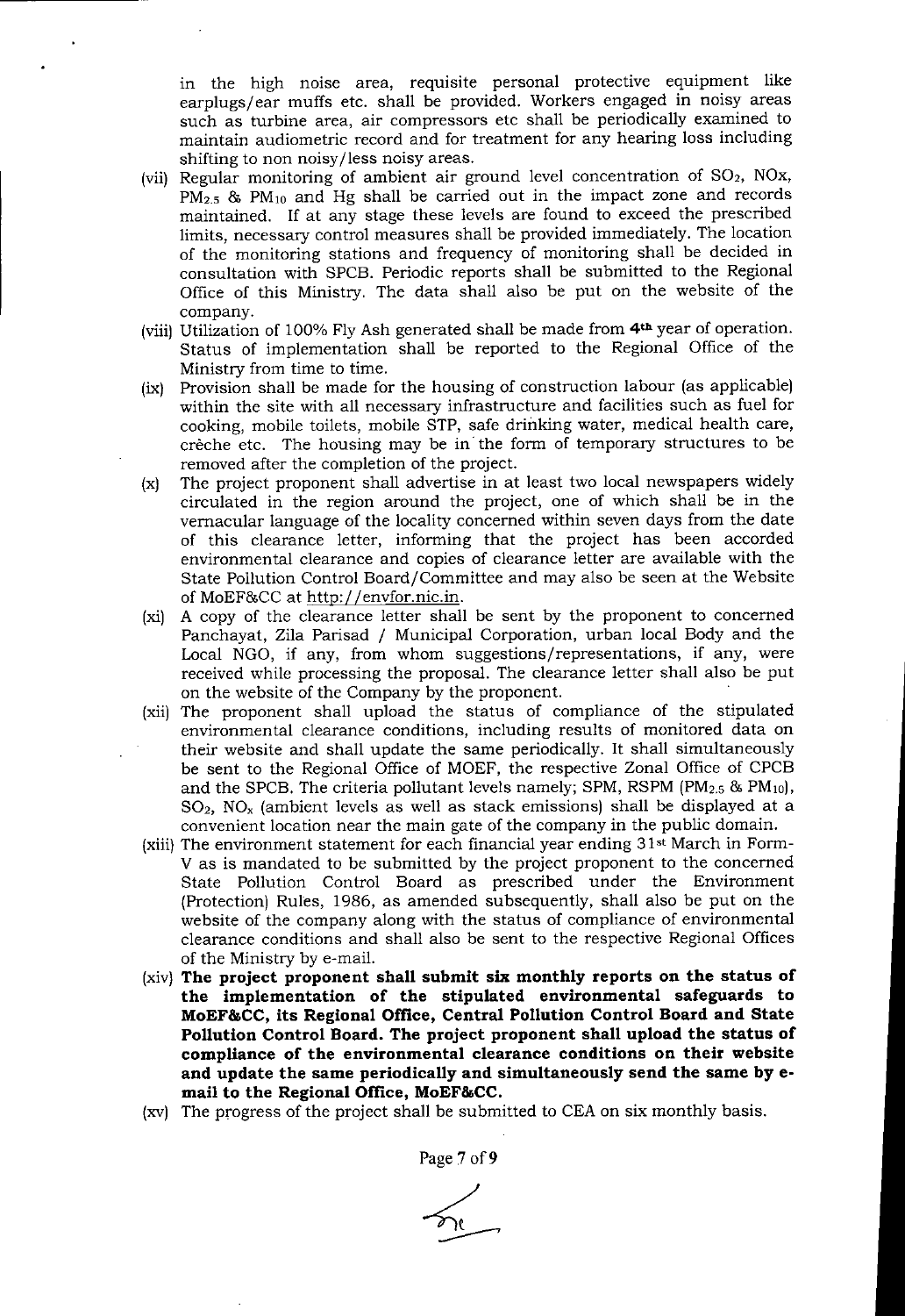in the high noise area, requisite personal protective equipment like earplugs/ear muffs etc. shall be provided. Workers engaged in noisy areas such as turbine area, air compressors etc shall be periodically examined to maintain audiometric record and for treatment for any hearing loss including shifting to non noisy/less noisy areas.

(vii) Regular monitoring of ambient air ground level concentration of $SO_2$, NOx, $PM_{2.5}$ & $PM_{10}$ and Hg shall be carried out in the impact zone and records maintained. If at any stage these levels are found to exceed the prescribed limits, necessary control measures shall be provided immediately. The location of the monitoring stations and frequency of monitoring shall be decided in consultation with SPCB. Periodic reports shall be submitted to the Regional Office of this Ministry. The data shall also be put on the website of the company.

(viii) Utilization of 100% Fly Ash generated shall be made from **4th** year of operation. Status of implementation shall be reported to the Regional Office of the Ministry from time to time.

(ix) Provision shall be made for the housing of construction labour (as applicable) within the site with all necessary infrastructure and facilities such as fuel for cooking, mobile toilets, mobile STP, safe drinking water, medical health care, crèche etc. The housing may be in the form of temporary structures to be removed after the completion of the project.

(x) The project proponent shall advertise in at least two local newspapers widely circulated in the region around the project, one of which shall be in the vernacular language of the locality concerned within seven days from the date of this clearance letter, informing that the project has been accorded environmental clearance and copies of clearance letter are available with the State Pollution Control Board/Committee and may also be seen at the Website of MoEF&CC at http://envfor.nic.in.

(xi) A copy of the clearance letter shall be sent by the proponent to concerned Panchayat, Zila Parisad / Municipal Corporation, urban local Body and the Local NGO, if any, from whom suggestions/representations, if any, were received while processing the proposal. The clearance letter shall also be put on the website of the Company by the proponent.

(xii) The proponent shall upload the status of compliance of the stipulated environmental clearance conditions, including results of monitored data on their website and shall update the same periodically. It shall simultaneously be sent to the Regional Office of MOEF, the respective Zonal Office of CPCB and the SPCB. The criteria pollutant levels namely; SPM, RSPM ($PM_{2.5}$ & $PM_{10}$), $SO_2$, $NO_x$ (ambient levels as well as stack emissions) shall be displayed at a convenient location near the main gate of the company in the public domain.

(xiii) The environment statement for each financial year ending 31st March in Form-V as is mandated to be submitted by the project proponent to the concerned State Pollution Control Board as prescribed under the Environment (Protection) Rules, 1986, as amended subsequently, shall also be put on the website of the company along with the status of compliance of environmental clearance conditions and shall also be sent to the respective Regional Offices of the Ministry by e-mail.

(xiv) **The project proponent shall submit six monthly reports on the status of the implementation of the stipulated environmental safeguards to MoEF&CC, its Regional Office, Central Pollution Control Board and State Pollution Control Board. The project proponent shall upload the status of compliance of the environmental clearance conditions on their website and update the same periodically and simultaneously send the same by e-mail to the Regional Office, MoEF&CC.**

(xv) The progress of the project shall be submitted to CEA on six monthly basis.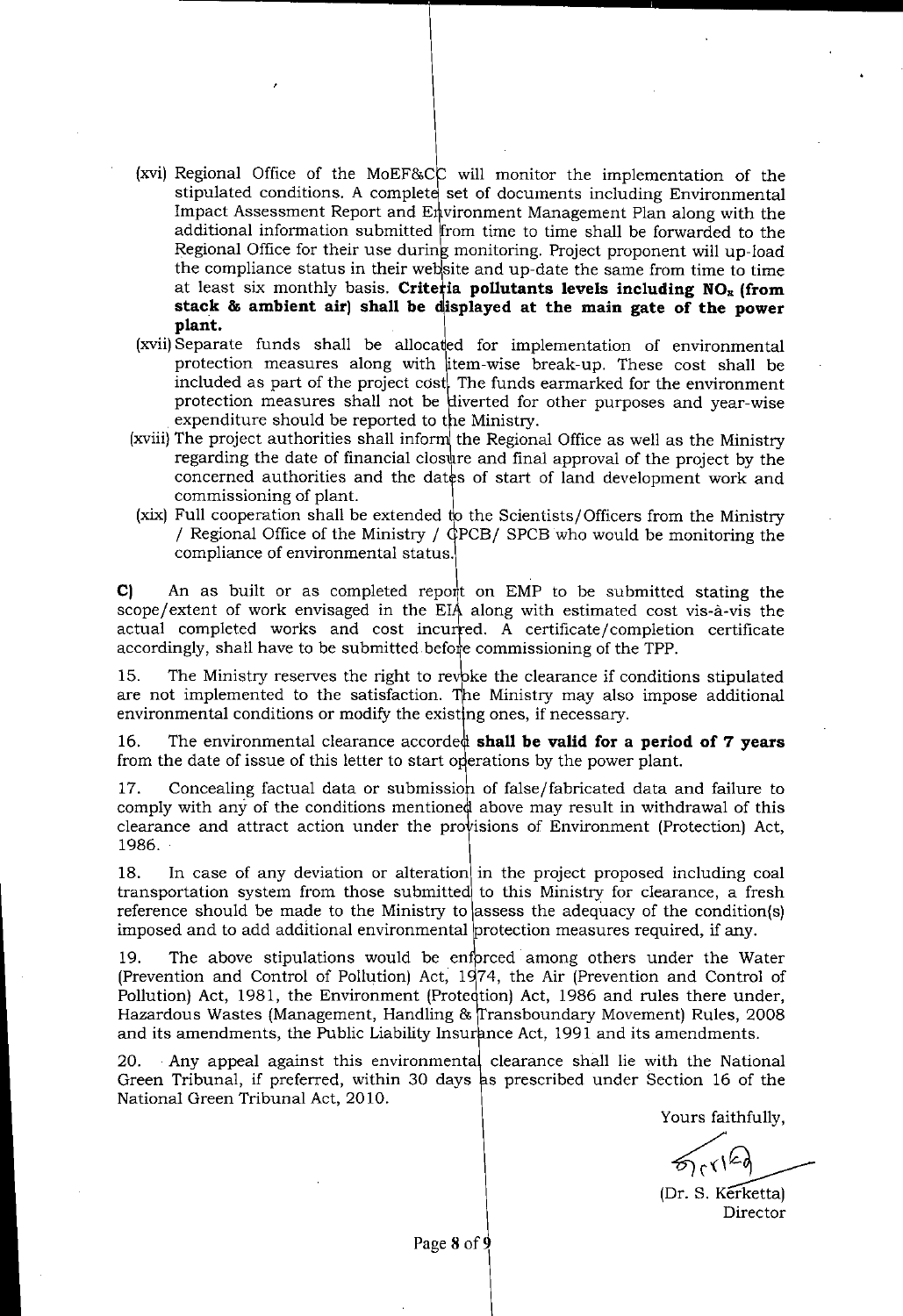(xvi) Regional Office of the MoEF&CC will monitor the implementation of the stipulated conditions. A complete set of documents including Environmental Impact Assessment Report and Environment Management Plan along with the additional information submitted from time to time shall be forwarded to the Regional Office for their use during monitoring. Project proponent will up-load the compliance status in their website and up-date the same from time to time at least six monthly basis. **Criteria pollutants levels including $NO_x$ (from stack & ambient air) shall be displayed at the main gate of the power plant.**

(xvii) Separate funds shall be allocated for implementation of environmental protection measures along with item-wise break-up. These cost shall be included as part of the project cost. The funds earmarked for the environment protection measures shall not be diverted for other purposes and year-wise expenditure should be reported to the Ministry.

(xviii) The project authorities shall inform the Regional Office as well as the Ministry regarding the date of financial closure and final approval of the project by the concerned authorities and the dates of start of land development work and commissioning of plant.

(xix) Full cooperation shall be extended to the Scientists/Officers from the Ministry / Regional Office of the Ministry / CPCB/ SPCB who would be monitoring the compliance of environmental status.

**C)** An as built or as completed report on EMP to be submitted stating the scope/extent of work envisaged in the EIA along with estimated cost vis-à-vis the actual completed works and cost incurred. A certificate/completion certificate accordingly, shall have to be submitted before commissioning of the TPP.

15. The Ministry reserves the right to revoke the clearance if conditions stipulated are not implemented to the satisfaction. The Ministry may also impose additional environmental conditions or modify the existing ones, if necessary.

16. The environmental clearance accorded **shall be valid for a period of 7 years** from the date of issue of this letter to start operations by the power plant.

17. Concealing factual data or submission of false/fabricated data and failure to comply with any of the conditions mentioned above may result in withdrawal of this clearance and attract action under the provisions of Environment (Protection) Act, 1986.

18. In case of any deviation or alteration in the project proposed including coal transportation system from those submitted to this Ministry for clearance, a fresh reference should be made to the Ministry to assess the adequacy of the condition(s) imposed and to add additional environmental protection measures required, if any.

19. The above stipulations would be enforced among others under the Water (Prevention and Control of Pollution) Act, 1974, the Air (Prevention and Control of Pollution) Act, 1981, the Environment (Protection) Act, 1986 and rules there under, Hazardous Wastes (Management, Handling & Transboundary Movement) Rules, 2008 and its amendments, the Public Liability Insurance Act, 1991 and its amendments.

20. Any appeal against this environmental clearance shall lie with the National Green Tribunal, if preferred, within 30 days as prescribed under Section 16 of the National Green Tribunal Act, 2010.

Yours faithfully,

(Dr. S. Kerketta)
Director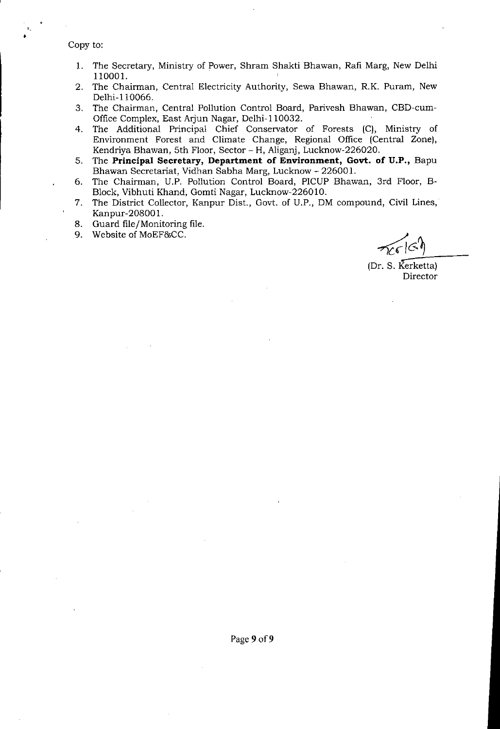Copy to:

1. The Secretary, Ministry of Power, Shram Shakti Bhawan, Rafi Marg, New Delhi 110001.
2. The Chairman, Central Electricity Authority, Sewa Bhawan, R.K. Puram, New Delhi-110066.
3. The Chairman, Central Pollution Control Board, Parivesh Bhawan, CBD-cum-Office Complex, East Arjun Nagar, Delhi-110032.
4. The Additional Principal Chief Conservator of Forests (C), Ministry of Environment Forest and Climate Change, Regional Office (Central Zone), Kendriya Bhawan, 5th Floor, Sector – H, Aliganj, Lucknow-226020.
5. The **Principal Secretary, Department of Environment, Govt. of U.P.,** Bapu Bhawan Secretariat, Vidhan Sabha Marg, Lucknow – 226001.
6. The Chairman, U.P. Pollution Control Board, PICUP Bhawan, 3rd Floor, B-Block, Vibhuti Khand, Gomti Nagar, Lucknow-226010.
7. The District Collector, Kanpur Dist., Govt. of U.P., DM compound, Civil Lines, Kanpur-208001.
8. Guard file/Monitoring file.
9. Website of MoEF&CC.

(Dr. S. Kerketta)
Director